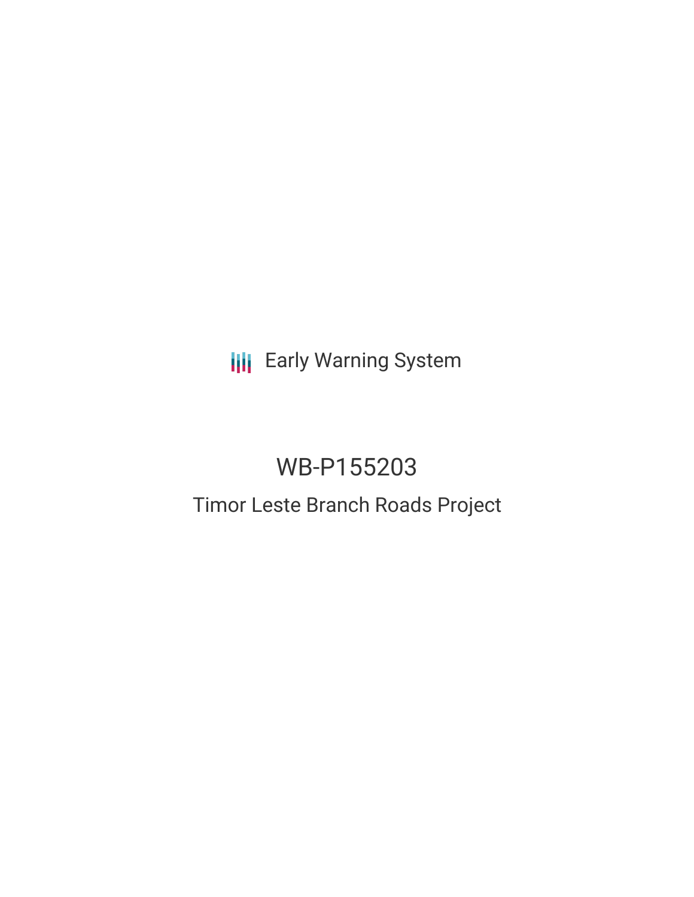Early Warning System

# WB-P155203

## Timor Leste Branch Roads Project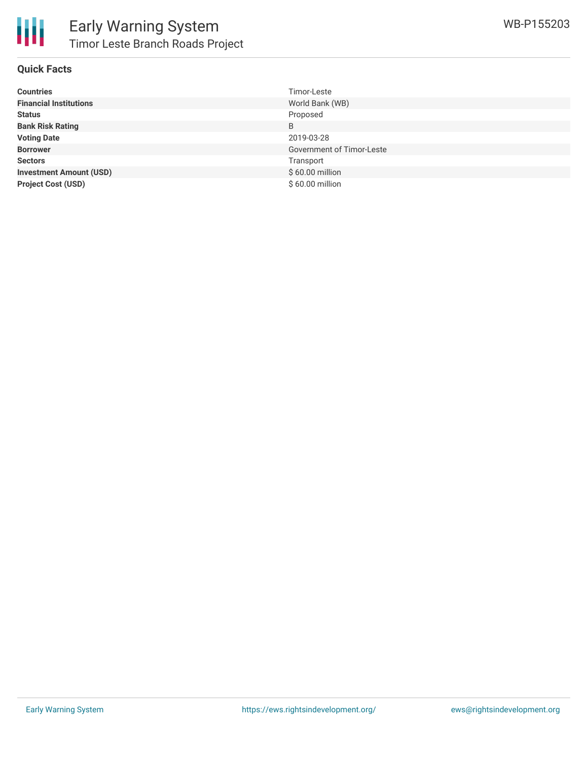## Quick Facts

| | |
|---|---|
| **Countries** | Timor-Leste |
| **Financial Institutions** | World Bank (WB) |
| **Status** | Proposed |
| **Bank Risk Rating** | B |
| **Voting Date** | 2019-03-28 |
| **Borrower** | Government of Timor-Leste |
| **Sectors** | Transport |
| **Investment Amount (USD)** | $ 60.00 million |
| **Project Cost (USD)** | $ 60.00 million |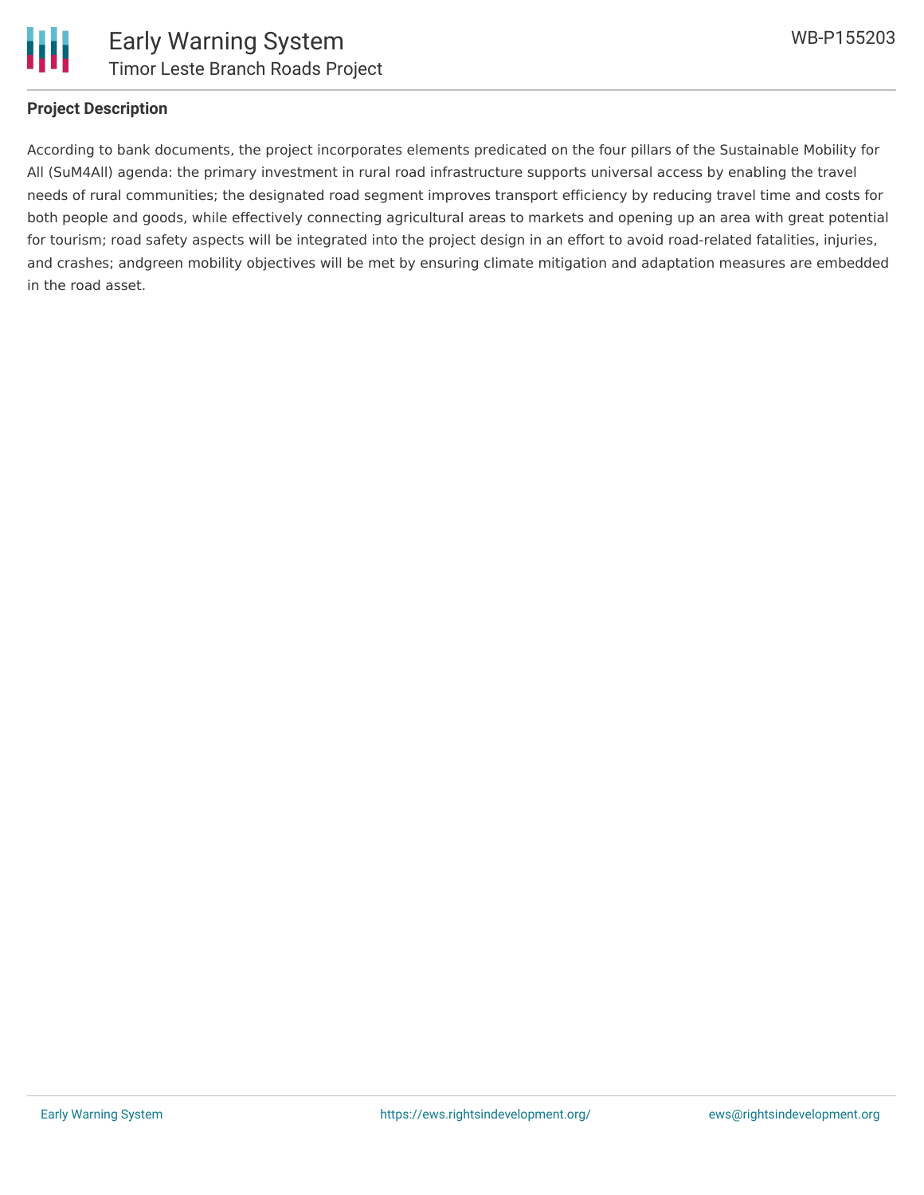## Project Description

According to bank documents, the project incorporates elements predicated on the four pillars of the Sustainable Mobility for All (SuM4All) agenda: the primary investment in rural road infrastructure supports universal access by enabling the travel needs of rural communities; the designated road segment improves transport efficiency by reducing travel time and costs for both people and goods, while effectively connecting agricultural areas to markets and opening up an area with great potential for tourism; road safety aspects will be integrated into the project design in an effort to avoid road-related fatalities, injuries, and crashes; andgreen mobility objectives will be met by ensuring climate mitigation and adaptation measures are embedded in the road asset.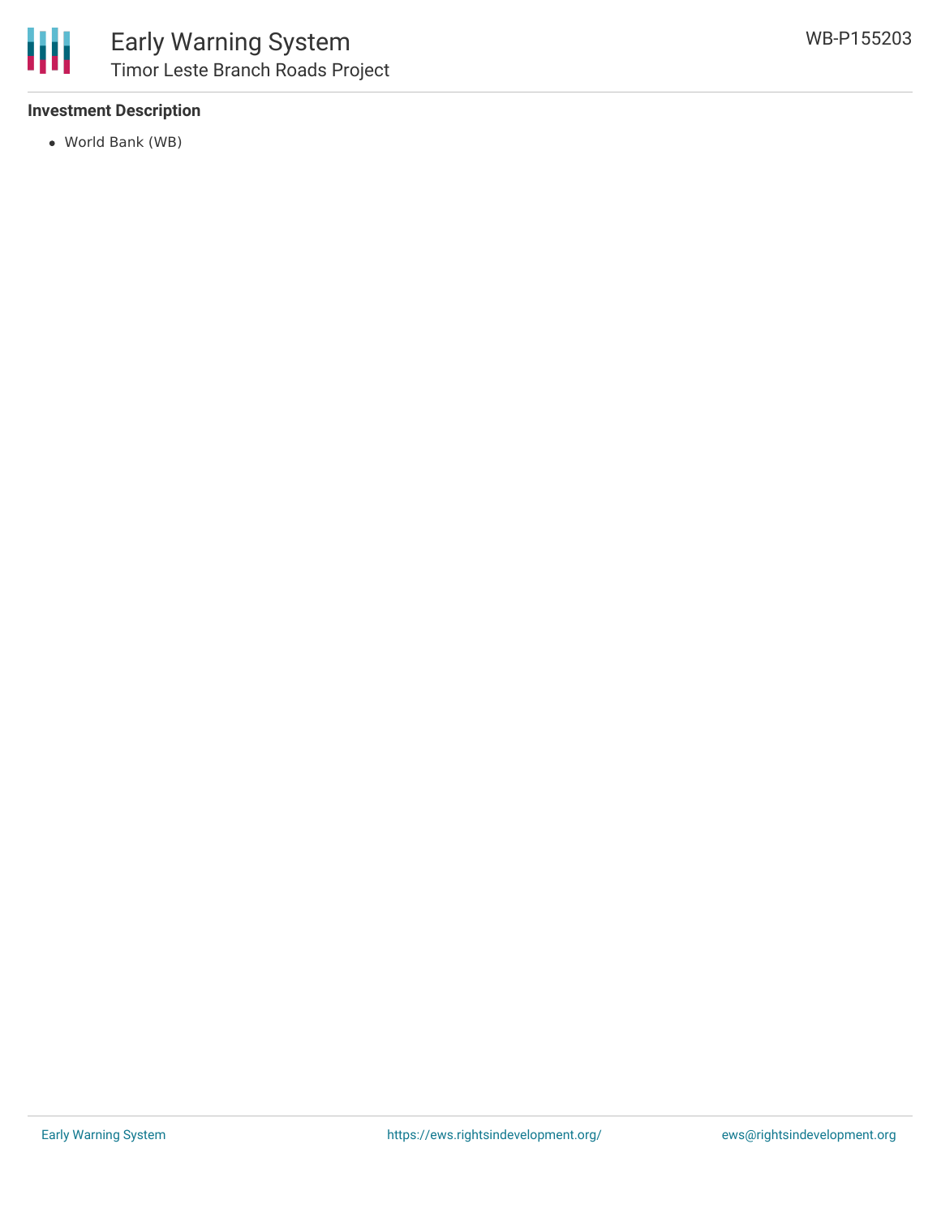### Investment Description

- World Bank (WB)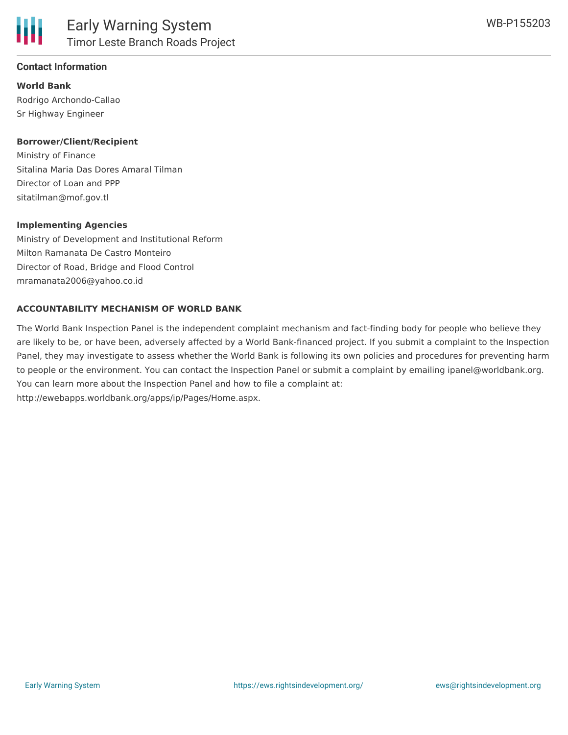## Contact Information

**World Bank**
Rodrigo Archondo-Callao
Sr Highway Engineer

**Borrower/Client/Recipient**
Ministry of Finance
Sitalina Maria Das Dores Amaral Tilman
Director of Loan and PPP
sitatilman@mof.gov.tl

**Implementing Agencies**
Ministry of Development and Institutional Reform
Milton Ramanata De Castro Monteiro
Director of Road, Bridge and Flood Control
mramanata2006@yahoo.co.id

**ACCOUNTABILITY MECHANISM OF WORLD BANK**

The World Bank Inspection Panel is the independent complaint mechanism and fact-finding body for people who believe they are likely to be, or have been, adversely affected by a World Bank-financed project. If you submit a complaint to the Inspection Panel, they may investigate to assess whether the World Bank is following its own policies and procedures for preventing harm to people or the environment. You can contact the Inspection Panel or submit a complaint by emailing ipanel@worldbank.org. You can learn more about the Inspection Panel and how to file a complaint at: http://ewebapps.worldbank.org/apps/ip/Pages/Home.aspx.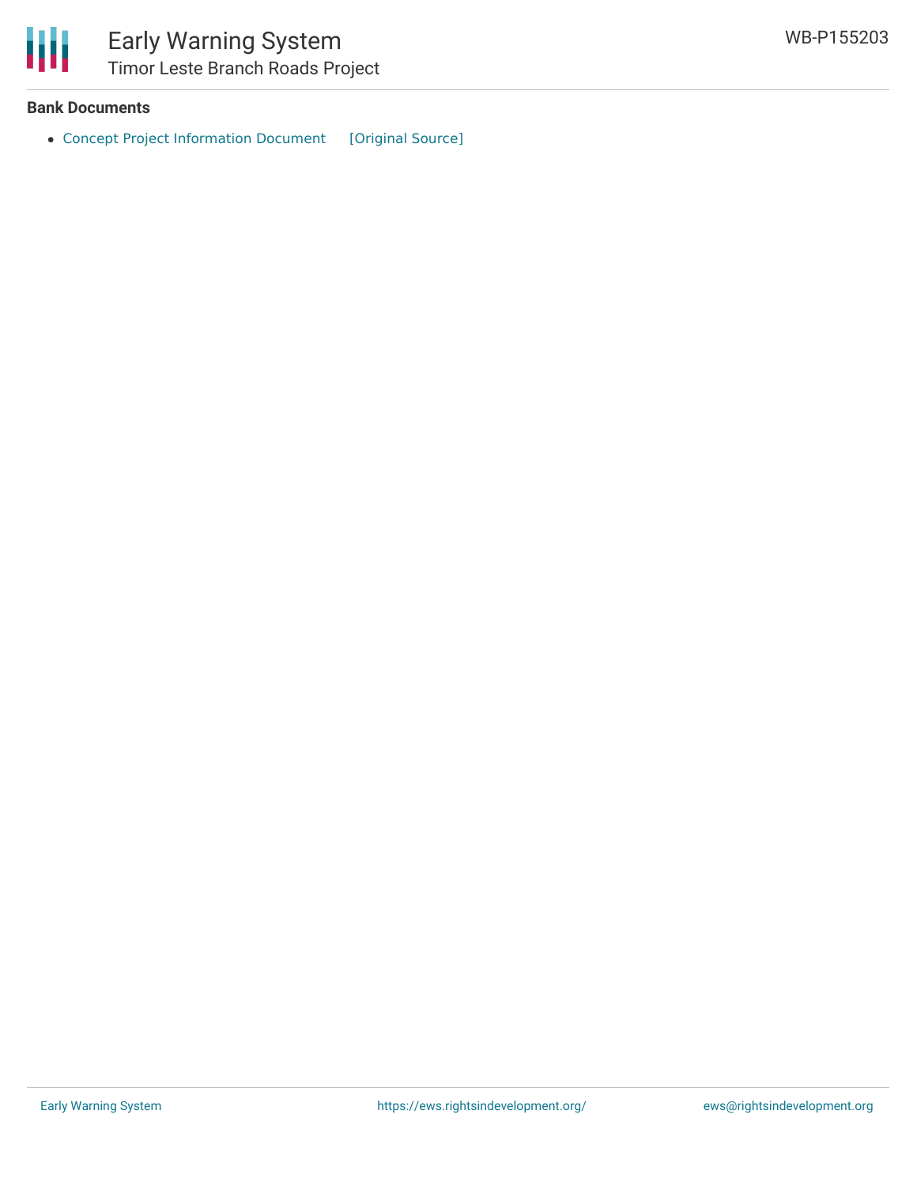**Bank Documents**

- Concept Project Information Document [Original Source]